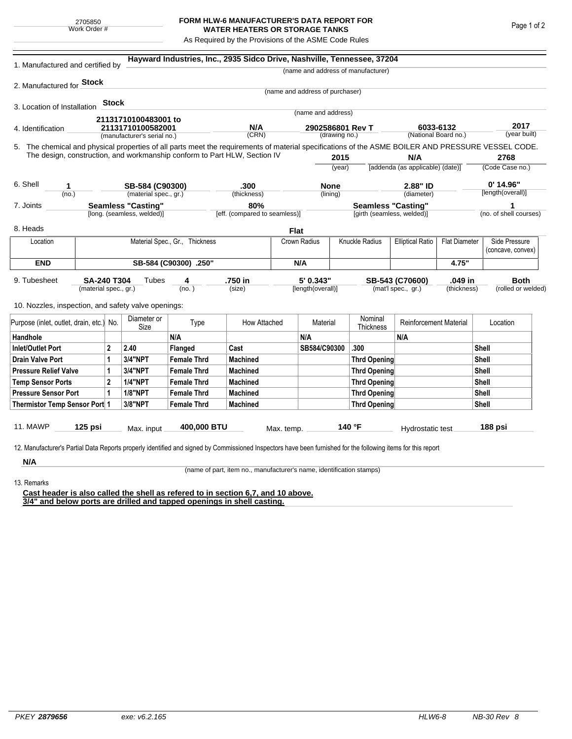2705850
Work Order #

# FORM HLW-6 MANUFACTURER'S DATA REPORT FOR WATER HEATERS OR STORAGE TANKS

As Required by the Provisions of the ASME Code Rules

1. Manufactured and certified by **Hayward Industries, Inc., 2935 Sidco Drive, Nashville, Tennessee, 37204**
(name and address of manufacturer)

2. Manufactured for **Stock**
(name and address of purchaser)

3. Location of Installation **Stock**
(name and address)

4. Identification **21131710100483001 to 21131710100582001** (manufacturer's serial no.) **N/A** (CRN) **2902586801 Rev T** (drawing no.) **6033-6132** (National Board no.) **2017** (year built)

5. The chemical and physical properties of all parts meet the requirements of material specifications of the ASME BOILER AND PRESSURE VESSEL CODE. The design, construction, and workmanship conform to Part HLW, Section IV **2015** (year) **N/A** [addenda (as applicable) (date)] **2768** (Code Case no.)

6. Shell **1** (no.) **SB-584 (C90300)** (material spec., gr.) **.300** (thickness) **None** (lining) **2.88" ID** (diameter) **0' 14.96"** [length(overall)]

7. Joints **Seamless "Casting"** [long. (seamless, welded)] **80%** [eff. (compared to seamless)] **Seamless "Casting"** [girth (seamless, welded)] **1** (no. of shell courses)

8. Heads **Flat**

| Location | Material Spec., Gr., Thickness | Crown Radius | Knuckle Radius | Elliptical Ratio | Flat Diameter | Side Pressure (concave, convex) |
|---|---|---|---|---|---|---|
| **END** | **SB-584 (C90300) .250"** | **N/A** | | | **4.75"** | |

9. Tubesheet **SA-240 T304** (material spec., gr.) Tubes **4** (no.) **.750 in** (size) **5' 0.343"** [length(overall)] **SB-543 (C70600)** (mat'l spec., gr.) **.049 in** (thickness) **Both** (rolled or welded)

10. Nozzles, inspection, and safety valve openings:

| Purpose (inlet, outlet, drain, etc.) | No. | Diameter or Size | Type | How Attached | Material | Nominal Thickness | Reinforcement Material | Location |
|---|---|---|---|---|---|---|---|---|
| **Handhole** | | | **N/A** | | **N/A** | | **N/A** | |
| **Inlet/Outlet Port** | **2** | **2.40** | **Flanged** | **Cast** | **SB584/C90300** | **.300** | | **Shell** |
| **Drain Valve Port** | **1** | **3/4"NPT** | **Female Thrd** | **Machined** | | **Thrd Opening** | | **Shell** |
| **Pressure Relief Valve** | **1** | **3/4"NPT** | **Female Thrd** | **Machined** | | **Thrd Opening** | | **Shell** |
| **Temp Sensor Ports** | **2** | **1/4"NPT** | **Female Thrd** | **Machined** | | **Thrd Opening** | | **Shell** |
| **Pressure Sensor Port** | **1** | **1/8"NPT** | **Female Thrd** | **Machined** | | **Thrd Opening** | | **Shell** |
| **Thermistor Temp Sensor Port** | **1** | **3/8"NPT** | **Female Thrd** | **Machined** | | **Thrd Opening** | | **Shell** |

11. MAWP **125 psi** Max. input **400,000 BTU** Max. temp. **140 °F** Hydrostatic test **188 psi**

12. Manufacturer's Partial Data Reports properly identified and signed by Commissioned Inspectors have been furnished for the following items for this report

**N/A**
(name of part, item no., manufacturer's name, identification stamps)

13. Remarks

**Cast header is also called the shell as refered to in section 6,7, and 10 above.**
**3/4" and below ports are drilled and tapped openings in shell casting.**

PKEY **2879656** exe: v6.2.165 HLW6-8 NB-30 Rev 8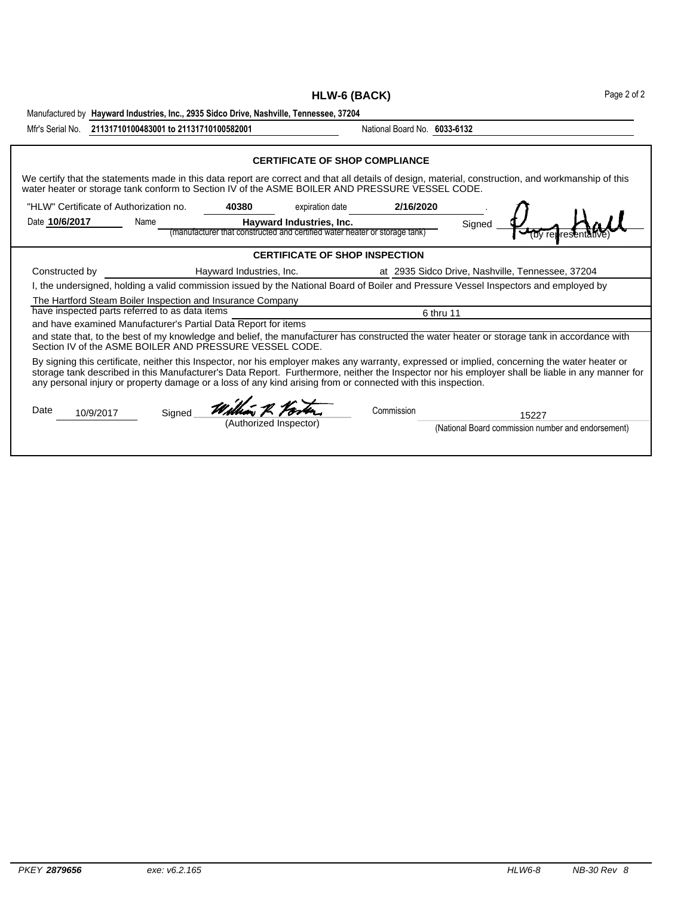# HLW-6 (BACK)

Manufactured by **Hayward Industries, Inc., 2935 Sidco Drive, Nashville, Tennessee, 37204**

Mfr's Serial No. **21131710100483001 to 21131710100582001** National Board No. **6033-6132**

## CERTIFICATE OF SHOP COMPLIANCE

We certify that the statements made in this data report are correct and that all details of design, material, construction, and workmanship of this water heater or storage tank conform to Section IV of the ASME BOILER AND PRESSURE VESSEL CODE.

"HLW" Certificate of Authorization no. **40380** expiration date **2/16/2020**.

Date **10/6/2017** Name **Hayward Industries, Inc.** (manufacturer that constructed and certified water heater or storage tank) Signed (by representative)

## CERTIFICATE OF SHOP INSPECTION

Constructed by Hayward Industries, Inc. at 2935 Sidco Drive, Nashville, Tennessee, 37204

I, the undersigned, holding a valid commission issued by the National Board of Boiler and Pressure Vessel Inspectors and employed by The Hartford Steam Boiler Inspection and Insurance Company

have inspected parts referred to as data items 6 thru 11

and have examined Manufacturer's Partial Data Report for items

and state that, to the best of my knowledge and belief, the manufacturer has constructed the water heater or storage tank in accordance with Section IV of the ASME BOILER AND PRESSURE VESSEL CODE.

By signing this certificate, neither this Inspector, nor his employer makes any warranty, expressed or implied, concerning the water heater or storage tank described in this Manufacturer's Data Report. Furthermore, neither the Inspector nor his employer shall be liable in any manner for any personal injury or property damage or a loss of any kind arising from or connected with this inspection.

Date 10/9/2017 Signed (Authorized Inspector) Commission 15227 (National Board commission number and endorsement)

*PKEY 2879656* *exe: v6.2.165* *HLW6-8* *NB-30 Rev 8*